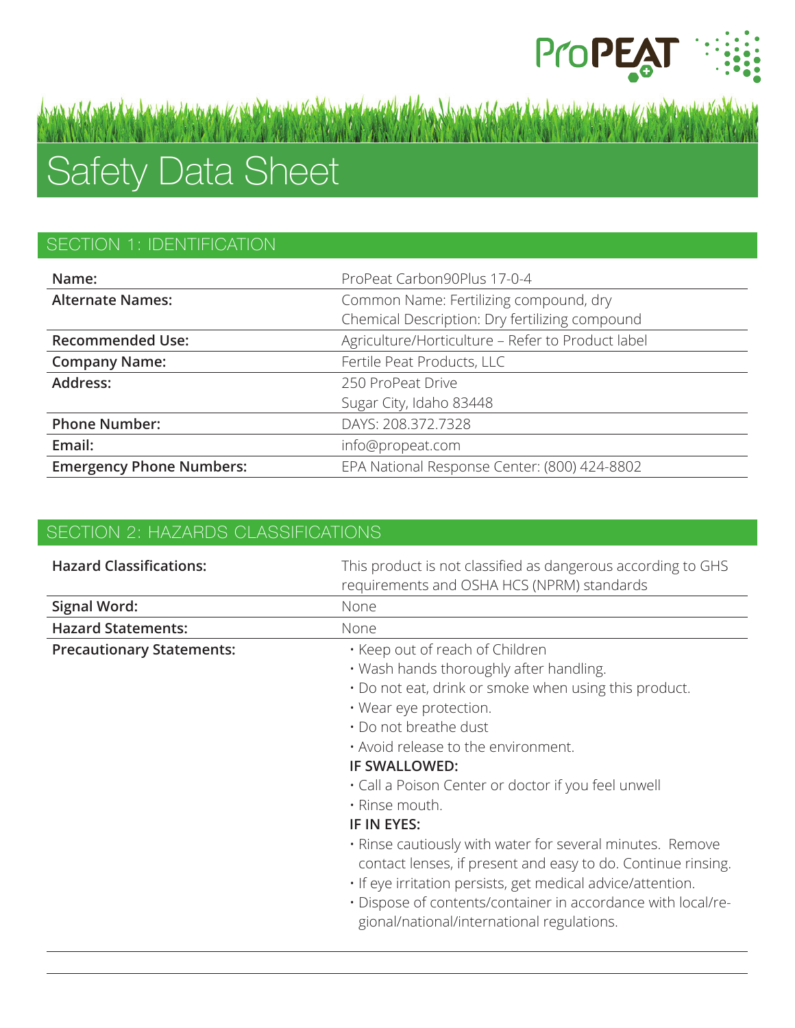# Safety Data Sheet

## SECTION 1: IDENTIFICATION

| | |
|---|---|
| **Name:** | ProPeat Carbon90Plus 17-0-4 |
| **Alternate Names:** | Common Name: Fertilizing compound, dry<br>Chemical Description: Dry fertilizing compound |
| **Recommended Use:** | Agriculture/Horticulture – Refer to Product label |
| **Company Name:** | Fertile Peat Products, LLC |
| **Address:** | 250 ProPeat Drive<br>Sugar City, Idaho 83448 |
| **Phone Number:** | DAYS: 208.372.7328 |
| **Email:** | info@propeat.com |
| **Emergency Phone Numbers:** | EPA National Response Center: (800) 424-8802 |

## SECTION 2: HAZARDS CLASSIFICATIONS

| | |
|---|---|
| **Hazard Classifications:** | This product is not classified as dangerous according to GHS requirements and OSHA HCS (NPRM) standards |
| **Signal Word:** | None |
| **Hazard Statements:** | None |
| **Precautionary Statements:** | • Keep out of reach of Children<br>• Wash hands thoroughly after handling.<br>• Do not eat, drink or smoke when using this product.<br>• Wear eye protection.<br>• Do not breathe dust<br>• Avoid release to the environment.<br>**IF SWALLOWED:**<br>• Call a Poison Center or doctor if you feel unwell<br>• Rinse mouth.<br>**IF IN EYES:**<br>• Rinse cautiously with water for several minutes. Remove contact lenses, if present and easy to do. Continue rinsing.<br>• If eye irritation persists, get medical advice/attention.<br>• Dispose of contents/container in accordance with local/regional/national/international regulations. |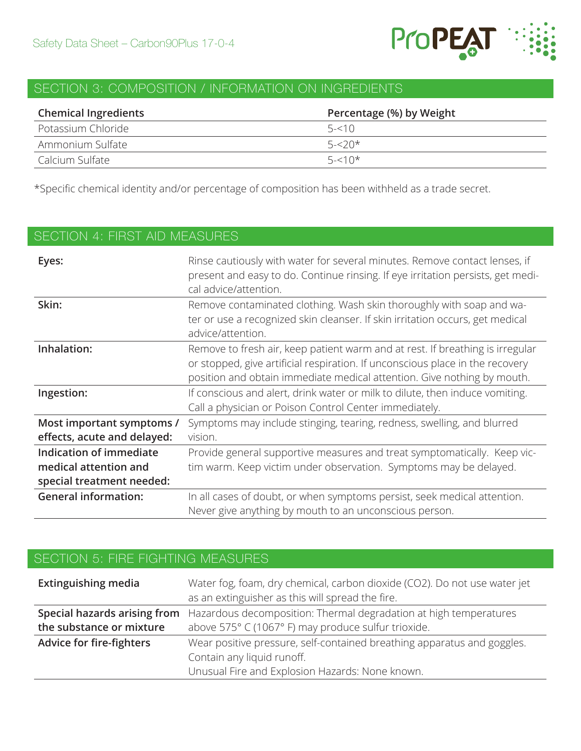## SECTION 3: COMPOSITION / INFORMATION ON INGREDIENTS

| Chemical Ingredients | Percentage (%) by Weight |
|---|---|
| Potassium Chloride | 5-<10 |
| Ammonium Sulfate | 5-<20* |
| Calcium Sulfate | 5-<10* |

*Specific chemical identity and/or percentage of composition has been withheld as a trade secret.

## SECTION 4: FIRST AID MEASURES

| | |
|---|---|
| **Eyes:** | Rinse cautiously with water for several minutes. Remove contact lenses, if present and easy to do. Continue rinsing. If eye irritation persists, get medical advice/attention. |
| **Skin:** | Remove contaminated clothing. Wash skin thoroughly with soap and water or use a recognized skin cleanser. If skin irritation occurs, get medical advice/attention. |
| **Inhalation:** | Remove to fresh air, keep patient warm and at rest. If breathing is irregular or stopped, give artificial respiration. If unconscious place in the recovery position and obtain immediate medical attention. Give nothing by mouth. |
| **Ingestion:** | If conscious and alert, drink water or milk to dilute, then induce vomiting. Call a physician or Poison Control Center immediately. |
| **Most important symptoms / effects, acute and delayed:** | Symptoms may include stinging, tearing, redness, swelling, and blurred vision. |
| **Indication of immediate medical attention and special treatment needed:** | Provide general supportive measures and treat symptomatically. Keep victim warm. Keep victim under observation. Symptoms may be delayed. |
| **General information:** | In all cases of doubt, or when symptoms persist, seek medical attention. Never give anything by mouth to an unconscious person. |

## SECTION 5: FIRE FIGHTING MEASURES

| | |
|---|---|
| **Extinguishing media** | Water fog, foam, dry chemical, carbon dioxide ($CO_2$). Do not use water jet as an extinguisher as this will spread the fire. |
| **Special hazards arising from the substance or mixture** | Hazardous decomposition: Thermal degradation at high temperatures above 575° C (1067° F) may produce sulfur trioxide. |
| **Advice for fire-fighters** | Wear positive pressure, self-contained breathing apparatus and goggles. Contain any liquid runoff.<br>Unusual Fire and Explosion Hazards: None known. |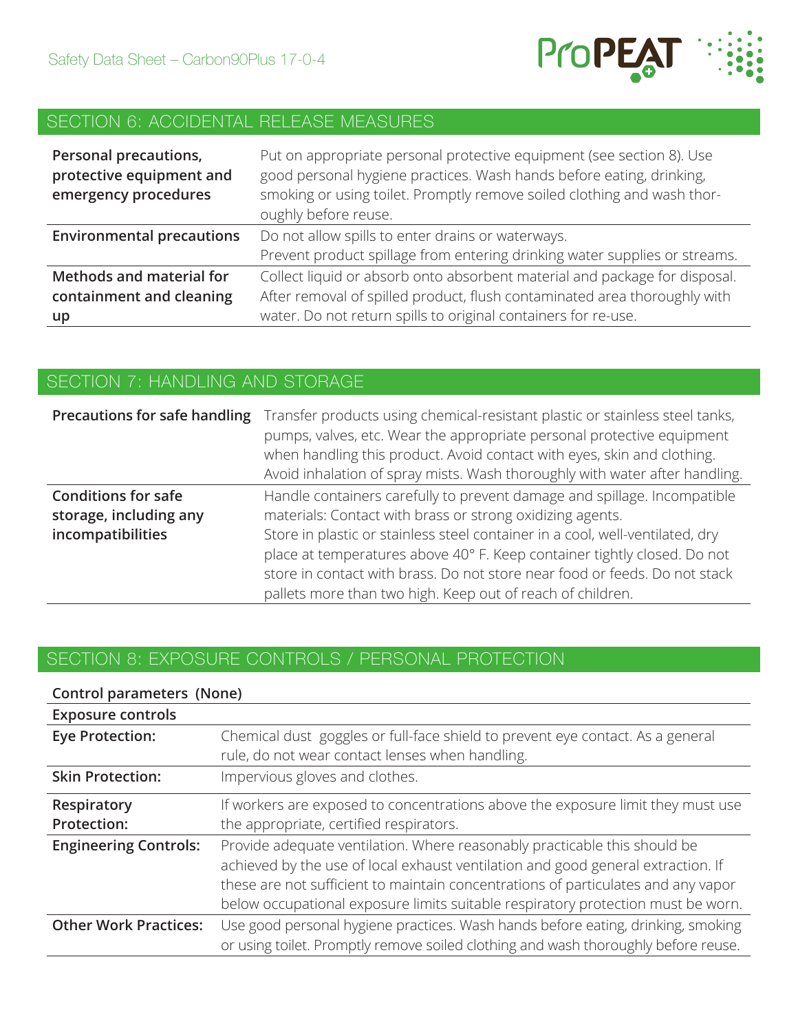## SECTION 6: ACCIDENTAL RELEASE MEASURES

| | |
|---|---|
| **Personal precautions, protective equipment and emergency procedures** | Put on appropriate personal protective equipment (see section 8). Use good personal hygiene practices. Wash hands before eating, drinking, smoking or using toilet. Promptly remove soiled clothing and wash thoroughly before reuse. |
| **Environmental precautions** | Do not allow spills to enter drains or waterways. Prevent product spillage from entering drinking water supplies or streams. |
| **Methods and material for containment and cleaning up** | Collect liquid or absorb onto absorbent material and package for disposal. After removal of spilled product, flush contaminated area thoroughly with water. Do not return spills to original containers for re-use. |

## SECTION 7: HANDLING AND STORAGE

| | |
|---|---|
| **Precautions for safe handling** | Transfer products using chemical-resistant plastic or stainless steel tanks, pumps, valves, etc. Wear the appropriate personal protective equipment when handling this product. Avoid contact with eyes, skin and clothing. Avoid inhalation of spray mists. Wash thoroughly with water after handling. |
| **Conditions for safe storage, including any incompatibilities** | Handle containers carefully to prevent damage and spillage. Incompatible materials: Contact with brass or strong oxidizing agents. Store in plastic or stainless steel container in a cool, well-ventilated, dry place at temperatures above 40° F. Keep container tightly closed. Do not store in contact with brass. Do not store near food or feeds. Do not stack pallets more than two high. Keep out of reach of children. |

## SECTION 8: EXPOSURE CONTROLS / PERSONAL PROTECTION

**Control parameters (None)**

**Exposure controls**

| | |
|---|---|
| **Eye Protection:** | Chemical dust goggles or full-face shield to prevent eye contact. As a general rule, do not wear contact lenses when handling. |
| **Skin Protection:** | Impervious gloves and clothes. |
| **Respiratory Protection:** | If workers are exposed to concentrations above the exposure limit they must use the appropriate, certified respirators. |
| **Engineering Controls:** | Provide adequate ventilation. Where reasonably practicable this should be achieved by the use of local exhaust ventilation and good general extraction. If these are not sufficient to maintain concentrations of particulates and any vapor below occupational exposure limits suitable respiratory protection must be worn. |
| **Other Work Practices:** | Use good personal hygiene practices. Wash hands before eating, drinking, smoking or using toilet. Promptly remove soiled clothing and wash thoroughly before reuse. |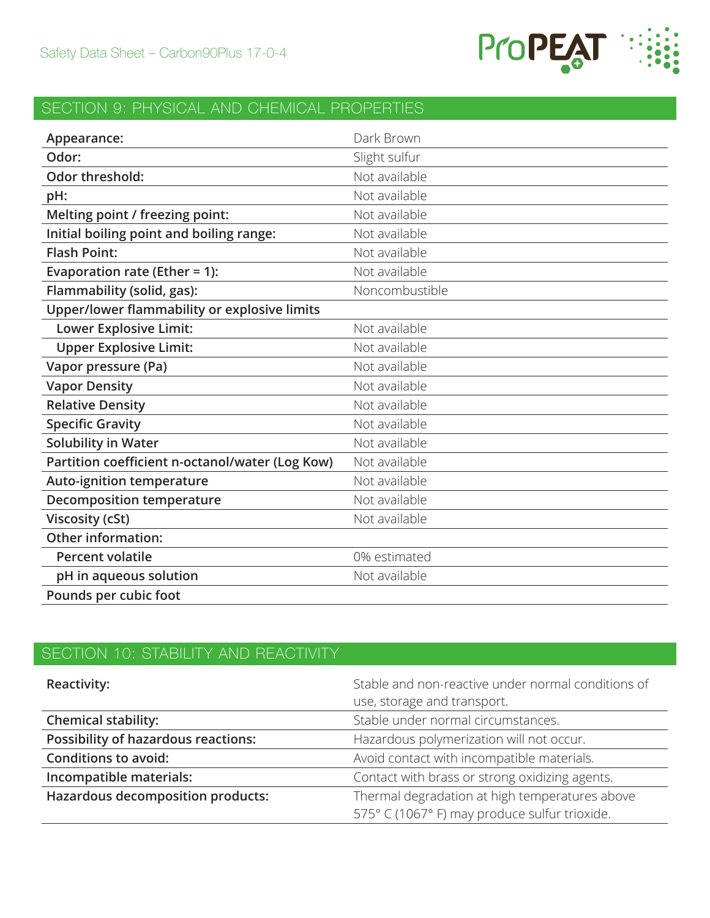## SECTION 9: PHYSICAL AND CHEMICAL PROPERTIES

| | |
|---|---|
| **Appearance:** | Dark Brown |
| **Odor:** | Slight sulfur |
| **Odor threshold:** | Not available |
| **pH:** | Not available |
| **Melting point / freezing point:** | Not available |
| **Initial boiling point and boiling range:** | Not available |
| **Flash Point:** | Not available |
| **Evaporation rate (Ether = 1):** | Not available |
| **Flammability (solid, gas):** | Noncombustible |
| **Upper/lower flammability or explosive limits** | |
| **Lower Explosive Limit:** | Not available |
| **Upper Explosive Limit:** | Not available |
| **Vapor pressure (Pa)** | Not available |
| **Vapor Density** | Not available |
| **Relative Density** | Not available |
| **Specific Gravity** | Not available |
| **Solubility in Water** | Not available |
| **Partition coefficient n-octanol/water (Log Kow)** | Not available |
| **Auto-ignition temperature** | Not available |
| **Decomposition temperature** | Not available |
| **Viscosity (cSt)** | Not available |
| **Other information:** | |
| **Percent volatile** | 0% estimated |
| **pH in aqueous solution** | Not available |
| **Pounds per cubic foot** | |

## SECTION 10: STABILITY AND REACTIVITY

| | |
|---|---|
| **Reactivity:** | Stable and non-reactive under normal conditions of use, storage and transport. |
| **Chemical stability:** | Stable under normal circumstances. |
| **Possibility of hazardous reactions:** | Hazardous polymerization will not occur. |
| **Conditions to avoid:** | Avoid contact with incompatible materials. |
| **Incompatible materials:** | Contact with brass or strong oxidizing agents. |
| **Hazardous decomposition products:** | Thermal degradation at high temperatures above 575° C (1067° F) may produce sulfur trioxide. |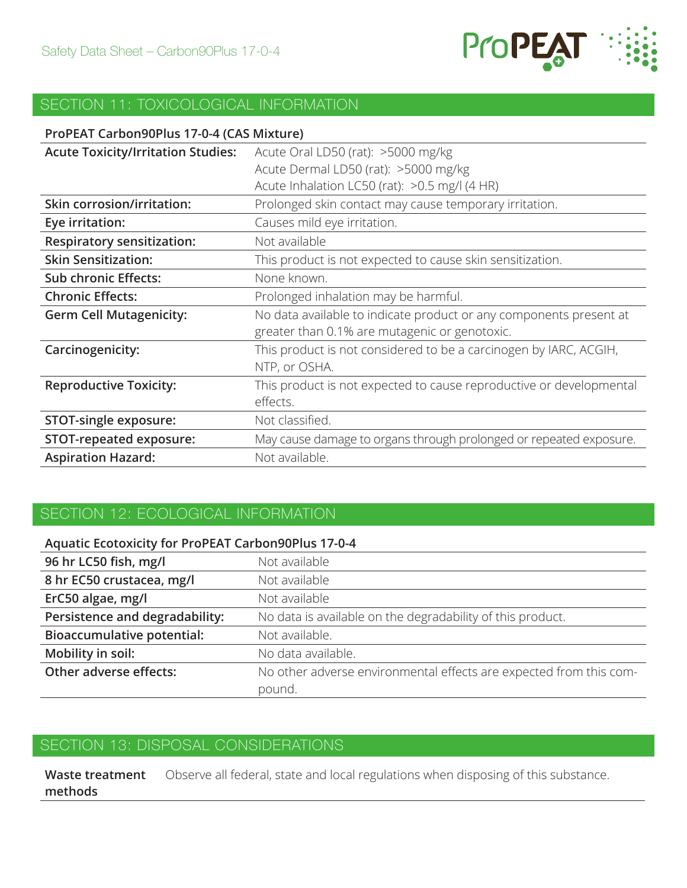## SECTION 11: TOXICOLOGICAL INFORMATION

| ProPEAT Carbon90Plus 17-0-4 (CAS Mixture) | |
|---|---|
| **Acute Toxicity/Irritation Studies:** | Acute Oral LD50 (rat): >5000 mg/kg<br>Acute Dermal LD50 (rat): >5000 mg/kg<br>Acute Inhalation LC50 (rat): >0.5 mg/l (4 HR) |
| **Skin corrosion/irritation:** | Prolonged skin contact may cause temporary irritation. |
| **Eye irritation:** | Causes mild eye irritation. |
| **Respiratory sensitization:** | Not available |
| **Skin Sensitization:** | This product is not expected to cause skin sensitization. |
| **Sub chronic Effects:** | None known. |
| **Chronic Effects:** | Prolonged inhalation may be harmful. |
| **Germ Cell Mutagenicity:** | No data available to indicate product or any components present at greater than 0.1% are mutagenic or genotoxic. |
| **Carcinogenicity:** | This product is not considered to be a carcinogen by IARC, ACGIH, NTP, or OSHA. |
| **Reproductive Toxicity:** | This product is not expected to cause reproductive or developmental effects. |
| **STOT-single exposure:** | Not classified. |
| **STOT-repeated exposure:** | May cause damage to organs through prolonged or repeated exposure. |
| **Aspiration Hazard:** | Not available. |

## SECTION 12: ECOLOGICAL INFORMATION

| Aquatic Ecotoxicity for ProPEAT Carbon90Plus 17-0-4 | |
|---|---|
| **96 hr LC50 fish, mg/l** | Not available |
| **8 hr EC50 crustacea, mg/l** | Not available |
| **ErC50 algae, mg/l** | Not available |
| **Persistence and degradability:** | No data is available on the degradability of this product. |
| **Bioaccumulative potential:** | Not available. |
| **Mobility in soil:** | No data available. |
| **Other adverse effects:** | No other adverse environmental effects are expected from this compound. |

## SECTION 13: DISPOSAL CONSIDERATIONS

| | |
|---|---|
| **Waste treatment methods** | Observe all federal, state and local regulations when disposing of this substance. |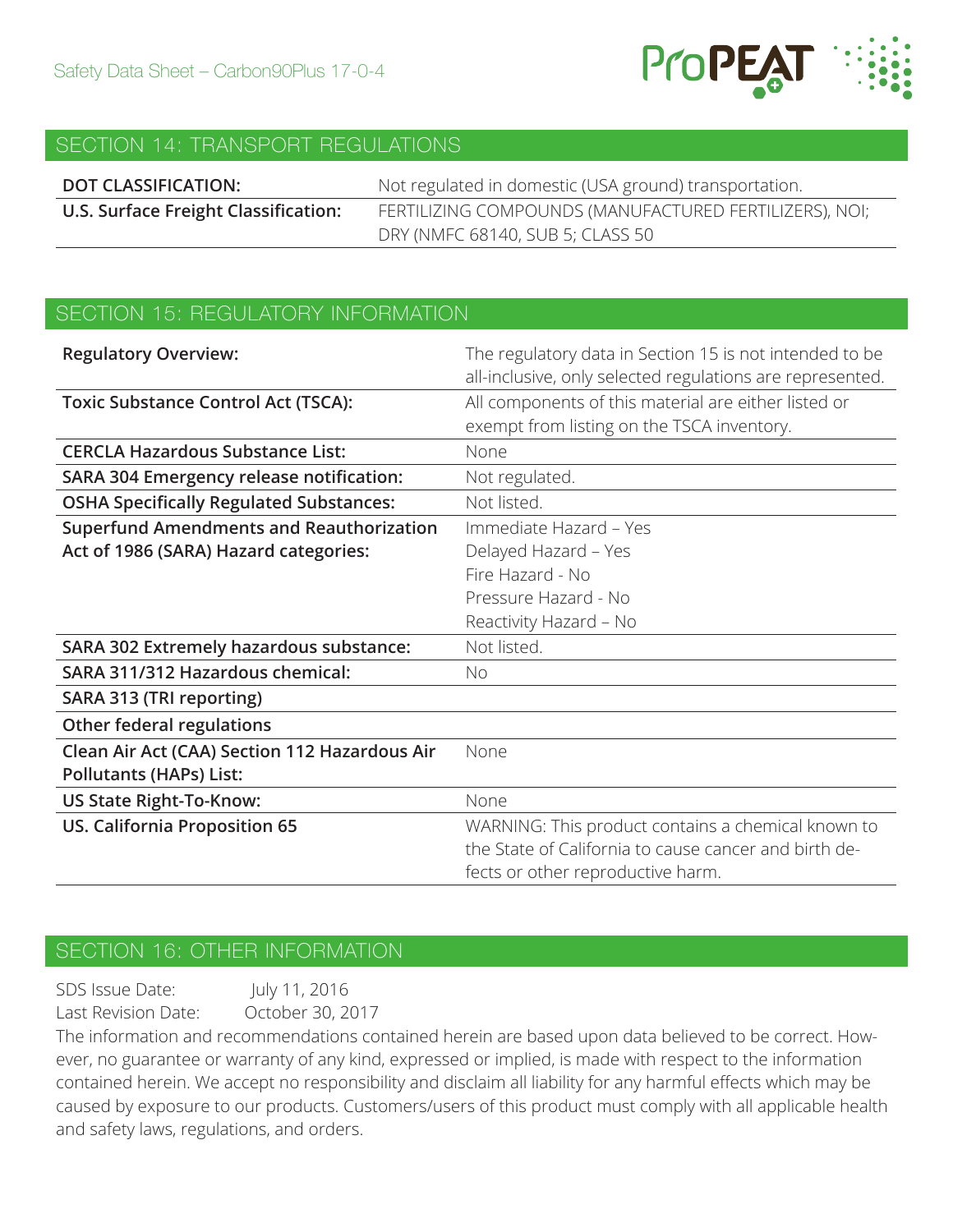## SECTION 14: TRANSPORT REGULATIONS

| | |
|---|---|
| **DOT CLASSIFICATION:** | Not regulated in domestic (USA ground) transportation. |
| **U.S. Surface Freight Classification:** | FERTILIZING COMPOUNDS (MANUFACTURED FERTILIZERS), NOI; DRY (NMFC 68140, SUB 5; CLASS 50 |

## SECTION 15: REGULATORY INFORMATION

| | |
|---|---|
| **Regulatory Overview:** | The regulatory data in Section 15 is not intended to be all-inclusive, only selected regulations are represented. |
| **Toxic Substance Control Act (TSCA):** | All components of this material are either listed or exempt from listing on the TSCA inventory. |
| **CERCLA Hazardous Substance List:** | None |
| **SARA 304 Emergency release notification:** | Not regulated. |
| **OSHA Specifically Regulated Substances:** | Not listed. |
| **Superfund Amendments and Reauthorization Act of 1986 (SARA) Hazard categories:** | Immediate Hazard – Yes<br>Delayed Hazard – Yes<br>Fire Hazard - No<br>Pressure Hazard - No<br>Reactivity Hazard – No |
| **SARA 302 Extremely hazardous substance:** | Not listed. |
| **SARA 311/312 Hazardous chemical:** | No |
| **SARA 313 (TRI reporting)** | |
| **Other federal regulations** | |
| **Clean Air Act (CAA) Section 112 Hazardous Air Pollutants (HAPs) List:** | None |
| **US State Right-To-Know:** | None |
| **US. California Proposition 65** | WARNING: This product contains a chemical known to the State of California to cause cancer and birth defects or other reproductive harm. |

## SECTION 16: OTHER INFORMATION

SDS Issue Date: July 11, 2016
Last Revision Date: October 30, 2017

The information and recommendations contained herein are based upon data believed to be correct. However, no guarantee or warranty of any kind, expressed or implied, is made with respect to the information contained herein. We accept no responsibility and disclaim all liability for any harmful effects which may be caused by exposure to our products. Customers/users of this product must comply with all applicable health and safety laws, regulations, and orders.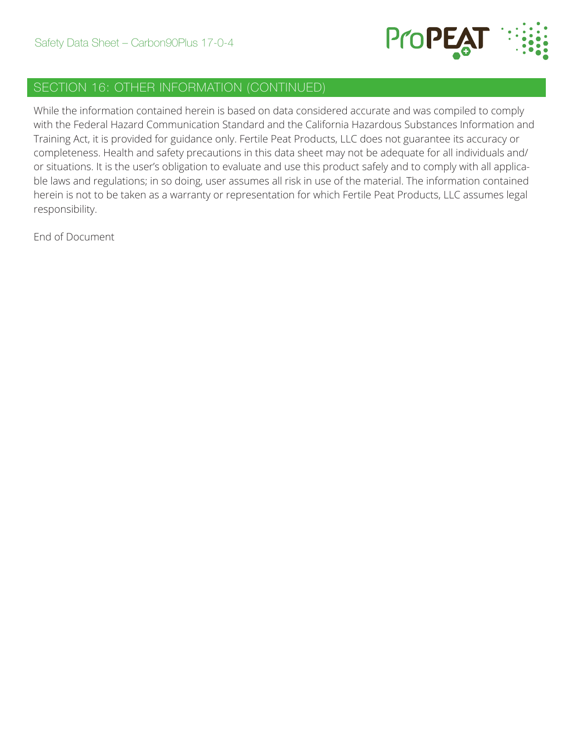## SECTION 16: OTHER INFORMATION (CONTINUED)

While the information contained herein is based on data considered accurate and was compiled to comply with the Federal Hazard Communication Standard and the California Hazardous Substances Information and Training Act, it is provided for guidance only. Fertile Peat Products, LLC does not guarantee its accuracy or completeness. Health and safety precautions in this data sheet may not be adequate for all individuals and/or situations. It is the user's obligation to evaluate and use this product safely and to comply with all applicable laws and regulations; in so doing, user assumes all risk in use of the material. The information contained herein is not to be taken as a warranty or representation for which Fertile Peat Products, LLC assumes legal responsibility.

End of Document